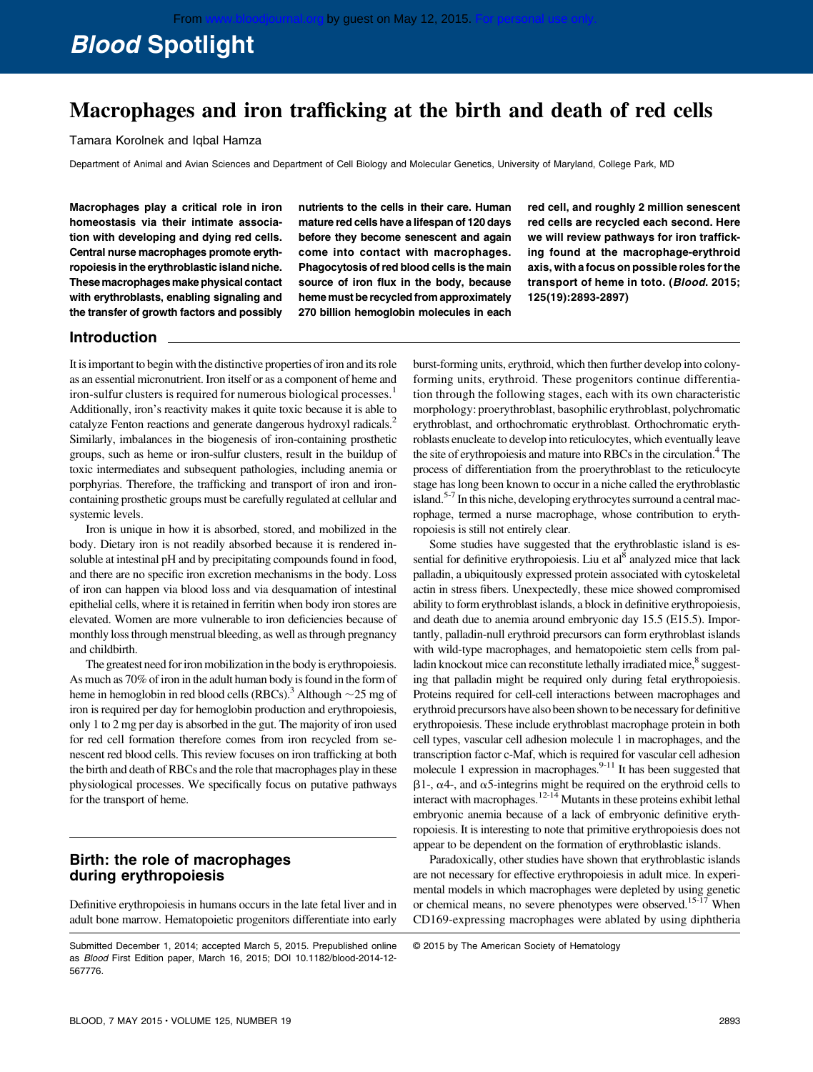# Macrophages and iron trafficking at the birth and death of red cells

Tamara Korolnek and Iqbal Hamza

Department of Animal and Avian Sciences and Department of Cell Biology and Molecular Genetics, University of Maryland, College Park, MD

**Macrophages play a critical role in iron homeostasis via their intimate association with developing and dying red cells. Central nurse macrophages promote erythropoiesis in the erythroblastic island niche. These macrophages make physical contact with erythroblasts, enabling signaling and the transfer of growth factors and possibly nutrients to the cells in their care. Human mature red cells have a lifespan of 120 days before they become senescent and again come into contact with macrophages. Phagocytosis of red blood cells is the main source of iron flux in the body, because heme must be recycled from approximately 270 billion hemoglobin molecules in each red cell, and roughly 2 million senescent red cells are recycled each second. Here we will review pathways for iron trafficking found at the macrophage-erythroid axis, with a focus on possible roles for the transport of heme in toto. (*Blood*. 2015; 125(19):2893-2897)**

## Introduction

It is important to begin with the distinctive properties of iron and its role as an essential micronutrient. Iron itself or as a component of heme and iron-sulfur clusters is required for numerous biological processes.[1] Additionally, iron's reactivity makes it quite toxic because it is able to catalyze Fenton reactions and generate dangerous hydroxyl radicals.[2] Similarly, imbalances in the biogenesis of iron-containing prosthetic groups, such as heme or iron-sulfur clusters, result in the buildup of toxic intermediates and subsequent pathologies, including anemia or porphyrias. Therefore, the trafficking and transport of iron and iron-containing prosthetic groups must be carefully regulated at cellular and systemic levels.

Iron is unique in how it is absorbed, stored, and mobilized in the body. Dietary iron is not readily absorbed because it is rendered insoluble at intestinal pH and by precipitating compounds found in food, and there are no specific iron excretion mechanisms in the body. Loss of iron can happen via blood loss and via desquamation of intestinal epithelial cells, where it is retained in ferritin when body iron stores are elevated. Women are more vulnerable to iron deficiencies because of monthly loss through menstrual bleeding, as well as through pregnancy and childbirth.

The greatest need for iron mobilization in the body is erythropoiesis. As much as 70% of iron in the adult human body is found in the form of heme in hemoglobin in red blood cells (RBCs).[3] Although ~25 mg of iron is required per day for hemoglobin production and erythropoiesis, only 1 to 2 mg per day is absorbed in the gut. The majority of iron used for red cell formation therefore comes from iron recycled from senescent red blood cells. This review focuses on iron trafficking at both the birth and death of RBCs and the role that macrophages play in these physiological processes. We specifically focus on putative pathways for the transport of heme.

## Birth: the role of macrophages during erythropoiesis

Definitive erythropoiesis in humans occurs in the late fetal liver and in adult bone marrow. Hematopoietic progenitors differentiate into early burst-forming units, erythroid, which then further develop into colony-forming units, erythroid. These progenitors continue differentiation through the following stages, each with its own characteristic morphology: proerythroblast, basophilic erythroblast, polychromatic erythroblast, and orthochromatic erythroblast. Orthochromatic erythroblasts enucleate to develop into reticulocytes, which eventually leave the site of erythropoiesis and mature into RBCs in the circulation.[4] The process of differentiation from the proerythroblast to the reticulocyte stage has long been known to occur in a niche called the erythroblastic island.[5-7] In this niche, developing erythrocytes surround a central macrophage, termed a nurse macrophage, whose contribution to erythropoiesis is still not entirely clear.

Some studies have suggested that the erythroblastic island is essential for definitive erythropoiesis. Liu et al[8] analyzed mice that lack palladin, a ubiquitously expressed protein associated with cytoskeletal actin in stress fibers. Unexpectedly, these mice showed compromised ability to form erythroblast islands, a block in definitive erythropoiesis, and death due to anemia around embryonic day 15.5 (E15.5). Importantly, palladin-null erythroid precursors can form erythroblast islands with wild-type macrophages, and hematopoietic stem cells from palladin knockout mice can reconstitute lethally irradiated mice,[8] suggesting that palladin might be required only during fetal erythropoiesis. Proteins required for cell-cell interactions between macrophages and erythroid precursors have also been shown to be necessary for definitive erythropoiesis. These include erythroblast macrophage protein in both cell types, vascular cell adhesion molecule 1 in macrophages, and the transcription factor c-Maf, which is required for vascular cell adhesion molecule 1 expression in macrophages.[9-11] It has been suggested that β1-, α4-, and α5-integrins might be required on the erythroid cells to interact with macrophages.[12-14] Mutants in these proteins exhibit lethal embryonic anemia because of a lack of embryonic definitive erythropoiesis. It is interesting to note that primitive erythropoiesis does not appear to be dependent on the formation of erythroblastic islands.

Paradoxically, other studies have shown that erythroblastic islands are not necessary for effective erythropoiesis in adult mice. In experimental models in which macrophages were depleted by using genetic or chemical means, no severe phenotypes were observed.[15-17] When CD169-expressing macrophages were ablated by using diphtheria

Submitted December 1, 2014; accepted March 5, 2015. Prepublished online as *Blood* First Edition paper, March 16, 2015; DOI 10.1182/blood-2014-12-567776.

© 2015 by The American Society of Hematology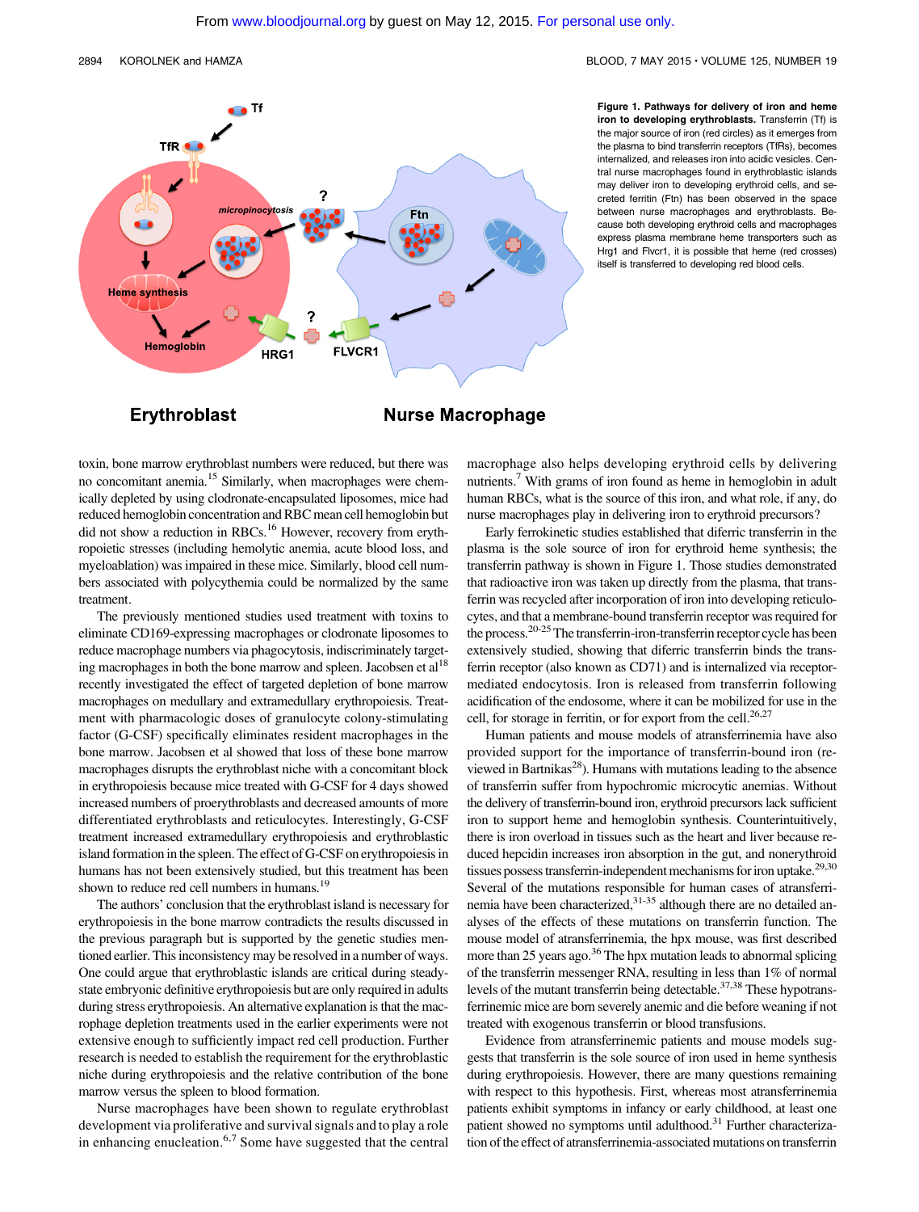**Figure 1. Pathways for delivery of iron and heme iron to developing erythroblasts.** Transferrin (Tf) is the major source of iron (red circles) as it emerges from the plasma to bind transferrin receptors (TfRs), becomes internalized, and releases iron into acidic vesicles. Central nurse macrophages found in erythroblastic islands may deliver iron to developing erythroid cells, and secreted ferritin (Ftn) has been observed in the space between nurse macrophages and erythroblasts. Because both developing erythroid cells and macrophages express plasma membrane heme transporters such as Hrg1 and Flvcr1, it is possible that heme (red crosses) itself is transferred to developing red blood cells.

toxin, bone marrow erythroblast numbers were reduced, but there was no concomitant anemia.[15] Similarly, when macrophages were chemically depleted by using clodronate-encapsulated liposomes, mice had reduced hemoglobin concentration and RBC mean cell hemoglobin but did not show a reduction in RBCs.[16] However, recovery from erythropoietic stresses (including hemolytic anemia, acute blood loss, and myeloablation) was impaired in these mice. Similarly, blood cell numbers associated with polycythemia could be normalized by the same treatment.

The previously mentioned studies used treatment with toxins to eliminate CD169-expressing macrophages or clodronate liposomes to reduce macrophage numbers via phagocytosis, indiscriminately targeting macrophages in both the bone marrow and spleen. Jacobsen et al[18] recently investigated the effect of targeted depletion of bone marrow macrophages on medullary and extramedullary erythropoiesis. Treatment with pharmacologic doses of granulocyte colony-stimulating factor (G-CSF) specifically eliminates resident macrophages in the bone marrow. Jacobsen et al showed that loss of these bone marrow macrophages disrupts the erythroblast niche with a concomitant block in erythropoiesis because mice treated with G-CSF for 4 days showed increased numbers of proerythroblasts and decreased amounts of more differentiated erythroblasts and reticulocytes. Interestingly, G-CSF treatment increased extramedullary erythropoiesis and erythroblastic island formation in the spleen. The effect of G-CSF on erythropoiesis in humans has not been extensively studied, but this treatment has been shown to reduce red cell numbers in humans.[19]

The authors' conclusion that the erythroblast island is necessary for erythropoiesis in the bone marrow contradicts the results discussed in the previous paragraph but is supported by the genetic studies mentioned earlier. This inconsistency may be resolved in a number of ways. One could argue that erythroblastic islands are critical during steady-state embryonic definitive erythropoiesis but are only required in adults during stress erythropoiesis. An alternative explanation is that the macrophage depletion treatments used in the earlier experiments were not extensive enough to sufficiently impact red cell production. Further research is needed to establish the requirement for the erythroblastic niche during erythropoiesis and the relative contribution of the bone marrow versus the spleen to blood formation.

Nurse macrophages have been shown to regulate erythroblast development via proliferative and survival signals and to play a role in enhancing enucleation.[6,7] Some have suggested that the central macrophage also helps developing erythroid cells by delivering nutrients.[7] With grams of iron found as heme in hemoglobin in adult human RBCs, what is the source of this iron, and what role, if any, do nurse macrophages play in delivering iron to erythroid precursors?

Early ferrokinetic studies established that diferric transferrin in the plasma is the sole source of iron for erythroid heme synthesis; the transferrin pathway is shown in Figure 1. Those studies demonstrated that radioactive iron was taken up directly from the plasma, that transferrin was recycled after incorporation of iron into developing reticulocytes, and that a membrane-bound transferrin receptor was required for the process.[20-25] The transferrin-iron-transferrin receptor cycle has been extensively studied, showing that diferric transferrin binds the transferrin receptor (also known as CD71) and is internalized via receptor-mediated endocytosis. Iron is released from transferrin following acidification of the endosome, where it can be mobilized for use in the cell, for storage in ferritin, or for export from the cell.[26,27]

Human patients and mouse models of atransferrinemia have also provided support for the importance of transferrin-bound iron (reviewed in Bartnikas[28]). Humans with mutations leading to the absence of transferrin suffer from hypochromic microcytic anemias. Without the delivery of transferrin-bound iron, erythroid precursors lack sufficient iron to support heme and hemoglobin synthesis. Counterintuitively, there is iron overload in tissues such as the heart and liver because reduced hepcidin increases iron absorption in the gut, and nonerythroid tissues possess transferrin-independent mechanisms for iron uptake.[29,30] Several of the mutations responsible for human cases of atransferrinemia have been characterized,[31-35] although there are no detailed analyses of the effects of these mutations on transferrin function. The mouse model of atransferrinemia, the hpx mouse, was first described more than 25 years ago.[36] The hpx mutation leads to abnormal splicing of the transferrin messenger RNA, resulting in less than 1% of normal levels of the mutant transferrin being detectable.[37,38] These hypotransferrinemic mice are born severely anemic and die before weaning if not treated with exogenous transferrin or blood transfusions.

Evidence from atransferrinemic patients and mouse models suggests that transferrin is the sole source of iron used in heme synthesis during erythropoiesis. However, there are many questions remaining with respect to this hypothesis. First, whereas most atransferrinemia patients exhibit symptoms in infancy or early childhood, at least one patient showed no symptoms until adulthood.[31] Further characterization of the effect of atransferrinemia-associated mutations on transferrin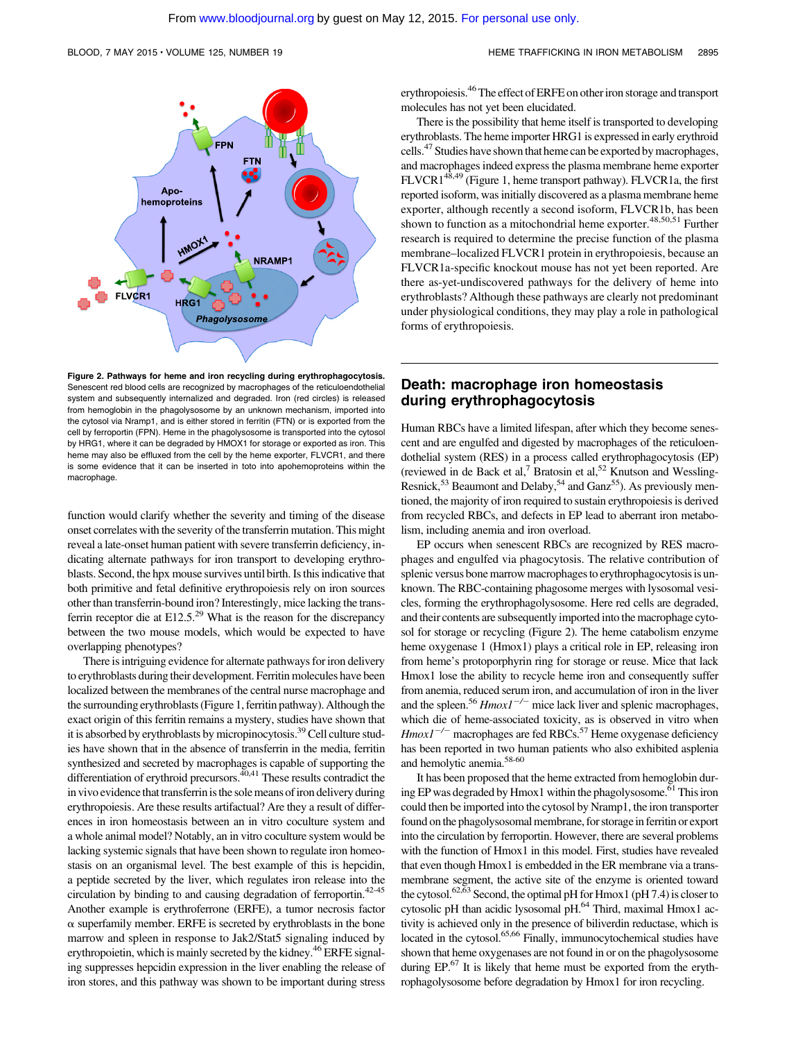**Figure 2. Pathways for heme and iron recycling during erythrophagocytosis.** Senescent red blood cells are recognized by macrophages of the reticuloendothelial system and subsequently internalized and degraded. Iron (red circles) is released from hemoglobin in the phagolysosome by an unknown mechanism, imported into the cytosol via Nramp1, and is either stored in ferritin (FTN) or is exported from the cell by ferroportin (FPN). Heme in the phagolysosome is transported into the cytosol by HRG1, where it can be degraded by HMOX1 for storage or exported as iron. This heme may also be effluxed from the cell by the heme exporter, FLVCR1, and there is some evidence that it can be inserted in toto into apohemoproteins within the macrophage.

function would clarify whether the severity and timing of the disease onset correlates with the severity of the transferrin mutation. This might reveal a late-onset human patient with severe transferrin deficiency, indicating alternate pathways for iron transport to developing erythroblasts. Second, the hpx mouse survives until birth. Is this indicative that both primitive and fetal definitive erythropoiesis rely on iron sources other than transferrin-bound iron? Interestingly, mice lacking the transferrin receptor die at E12.5.[29] What is the reason for the discrepancy between the two mouse models, which would be expected to have overlapping phenotypes?

There is intriguing evidence for alternate pathways for iron delivery to erythroblasts during their development. Ferritin molecules have been localized between the membranes of the central nurse macrophage and the surrounding erythroblasts (Figure 1, ferritin pathway). Although the exact origin of this ferritin remains a mystery, studies have shown that it is absorbed by erythroblasts by micropinocytosis.[39] Cell culture studies have shown that in the absence of transferrin in the media, ferritin synthesized and secreted by macrophages is capable of supporting the differentiation of erythroid precursors.[40,41] These results contradict the in vivo evidence that transferrin is the sole means of iron delivery during erythropoiesis. Are these results artifactual? Are they a result of differences in iron homeostasis between an in vitro coculture system and a whole animal model? Notably, an in vitro coculture system would be lacking systemic signals that have been shown to regulate iron homeostasis on an organismal level. The best example of this is hepcidin, a peptide secreted by the liver, which regulates iron release into the circulation by binding to and causing degradation of ferroportin.[42-45] Another example is erythroferrone (ERFE), a tumor necrosis factor α superfamily member. ERFE is secreted by erythroblasts in the bone marrow and spleen in response to Jak2/Stat5 signaling induced by erythropoietin, which is mainly secreted by the kidney.[46] ERFE signaling suppresses hepcidin expression in the liver enabling the release of iron stores, and this pathway was shown to be important during stress erythropoiesis.[46] The effect of ERFE on other iron storage and transport molecules has not yet been elucidated.

There is the possibility that heme itself is transported to developing erythroblasts. The heme importer HRG1 is expressed in early erythroid cells.[47] Studies have shown that heme can be exported by macrophages, and macrophages indeed express the plasma membrane heme exporter FLVCR1[48,49] (Figure 1, heme transport pathway). FLVCR1a, the first reported isoform, was initially discovered as a plasma membrane heme exporter, although recently a second isoform, FLVCR1b, has been shown to function as a mitochondrial heme exporter.[48,50,51] Further research is required to determine the precise function of the plasma membrane–localized FLVCR1 protein in erythropoiesis, because an FLVCR1a-specific knockout mouse has not yet been reported. Are there as-yet-undiscovered pathways for the delivery of heme into erythroblasts? Although these pathways are clearly not predominant under physiological conditions, they may play a role in pathological forms of erythropoiesis.

## Death: macrophage iron homeostasis during erythrophagocytosis

Human RBCs have a limited lifespan, after which they become senescent and are engulfed and digested by macrophages of the reticuloendothelial system (RES) in a process called erythrophagocytosis (EP) (reviewed in de Back et al,[7] Bratosin et al,[52] Knutson and Wessling-Resnick,[53] Beaumont and Delaby,[54] and Ganz[55]). As previously mentioned, the majority of iron required to sustain erythropoiesis is derived from recycled RBCs, and defects in EP lead to aberrant iron metabolism, including anemia and iron overload.

EP occurs when senescent RBCs are recognized by RES macrophages and engulfed via phagocytosis. The relative contribution of splenic versus bone marrow macrophages to erythrophagocytosis is unknown. The RBC-containing phagosome merges with lysosomal vesicles, forming the erythrophagolysosome. Here red cells are degraded, and their contents are subsequently imported into the macrophage cytosol for storage or recycling (Figure 2). The heme catabolism enzyme heme oxygenase 1 (Hmox1) plays a critical role in EP, releasing iron from heme's protoporphyrin ring for storage or reuse. Mice that lack Hmox1 lose the ability to recycle heme iron and consequently suffer from anemia, reduced serum iron, and accumulation of iron in the liver and the spleen.[56] *Hmox1*$^{-/-}$ mice lack liver and splenic macrophages, which die of heme-associated toxicity, as is observed in vitro when *Hmox1*$^{-/-}$ macrophages are fed RBCs.[57] Heme oxygenase deficiency has been reported in two human patients who also exhibited asplenia and hemolytic anemia.[58-60]

It has been proposed that the heme extracted from hemoglobin during EP was degraded by Hmox1 within the phagolysosome.[61] This iron could then be imported into the cytosol by Nramp1, the iron transporter found on the phagolysosomal membrane, for storage in ferritin or export into the circulation by ferroportin. However, there are several problems with the function of Hmox1 in this model. First, studies have revealed that even though Hmox1 is embedded in the ER membrane via a transmembrane segment, the active site of the enzyme is oriented toward the cytosol.[62,63] Second, the optimal pH for Hmox1 (pH 7.4) is closer to cytosolic pH than acidic lysosomal pH.[64] Third, maximal Hmox1 activity is achieved only in the presence of biliverdin reductase, which is located in the cytosol.[65,66] Finally, immunocytochemical studies have shown that heme oxygenases are not found in or on the phagolysosome during EP.[67] It is likely that heme must be exported from the erythrophagolysosome before degradation by Hmox1 for iron recycling.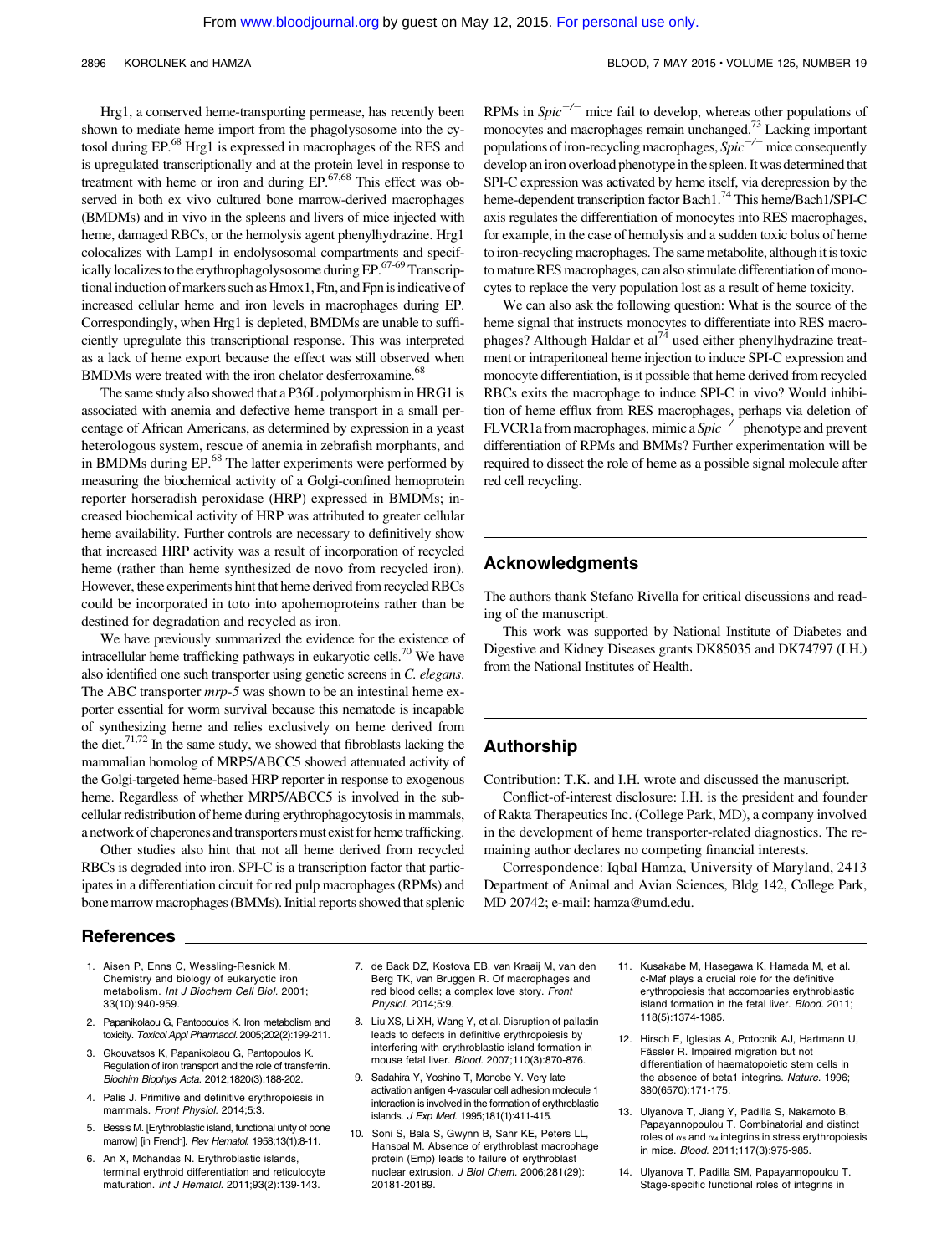Hrg1, a conserved heme-transporting permease, has recently been shown to mediate heme import from the phagolysosome into the cytosol during EP.[68] Hrg1 is expressed in macrophages of the RES and is upregulated transcriptionally and at the protein level in response to treatment with heme or iron and during EP.[67,68] This effect was observed in both ex vivo cultured bone marrow-derived macrophages (BMDMs) and in vivo in the spleens and livers of mice injected with heme, damaged RBCs, or the hemolysis agent phenylhydrazine. Hrg1 colocalizes with Lamp1 in endolysosomal compartments and specifically localizes to the erythrophagolysosome during EP.[67-69] Transcriptional induction of markers such as Hmox1, Ftn, and Fpn is indicative of increased cellular heme and iron levels in macrophages during EP. Correspondingly, when Hrg1 is depleted, BMDMs are unable to sufficiently upregulate this transcriptional response. This was interpreted as a lack of heme export because the effect was still observed when BMDMs were treated with the iron chelator desferroxamine.[68]

The same study also showed that a P36L polymorphism in HRG1 is associated with anemia and defective heme transport in a small percentage of African Americans, as determined by expression in a yeast heterologous system, rescue of anemia in zebrafish morphants, and in BMDMs during EP.[68] The latter experiments were performed by measuring the biochemical activity of a Golgi-confined hemoprotein reporter horseradish peroxidase (HRP) expressed in BMDMs; increased biochemical activity of HRP was attributed to greater cellular heme availability. Further controls are necessary to definitively show that increased HRP activity was a result of incorporation of recycled heme (rather than heme synthesized de novo from recycled iron). However, these experiments hint that heme derived from recycled RBCs could be incorporated in toto into apohemoproteins rather than be destined for degradation and recycled as iron.

We have previously summarized the evidence for the existence of intracellular heme trafficking pathways in eukaryotic cells.[70] We have also identified one such transporter using genetic screens in *C. elegans*. The ABC transporter *mrp-5* was shown to be an intestinal heme exporter essential for worm survival because this nematode is incapable of synthesizing heme and relies exclusively on heme derived from the diet.[71,72] In the same study, we showed that fibroblasts lacking the mammalian homolog of MRP5/ABCC5 showed attenuated activity of the Golgi-targeted heme-based HRP reporter in response to exogenous heme. Regardless of whether MRP5/ABCC5 is involved in the subcellular redistribution of heme during erythrophagocytosis in mammals, a network of chaperones and transporters must exist for heme trafficking.

Other studies also hint that not all heme derived from recycled RBCs is degraded into iron. SPI-C is a transcription factor that participates in a differentiation circuit for red pulp macrophages (RPMs) and bone marrow macrophages (BMMs). Initial reports showed that splenic RPMs in *Spic*$^{-/-}$ mice fail to develop, whereas other populations of monocytes and macrophages remain unchanged.[73] Lacking important populations of iron-recycling macrophages, *Spic*$^{-/-}$ mice consequently develop an iron overload phenotype in the spleen. It was determined that SPI-C expression was activated by heme itself, via derepression by the heme-dependent transcription factor Bach1.[74] This heme/Bach1/SPI-C axis regulates the differentiation of monocytes into RES macrophages, for example, in the case of hemolysis and a sudden toxic bolus of heme to iron-recycling macrophages. The same metabolite, although it is toxic to mature RES macrophages, can also stimulate differentiation of monocytes to replace the very population lost as a result of heme toxicity.

We can also ask the following question: What is the source of the heme signal that instructs monocytes to differentiate into RES macrophages? Although Haldar et al[74] used either phenylhydrazine treatment or intraperitoneal heme injection to induce SPI-C expression and monocyte differentiation, is it possible that heme derived from recycled RBCs exits the macrophage to induce SPI-C in vivo? Would inhibition of heme efflux from RES macrophages, perhaps via deletion of FLVCR1a from macrophages, mimic a *Spic*$^{-/-}$ phenotype and prevent differentiation of RPMs and BMMs? Further experimentation will be required to dissect the role of heme as a possible signal molecule after red cell recycling.

## Acknowledgments

The authors thank Stefano Rivella for critical discussions and reading of the manuscript.

This work was supported by National Institute of Diabetes and Digestive and Kidney Diseases grants DK85035 and DK74797 (I.H.) from the National Institutes of Health.

## Authorship

Contribution: T.K. and I.H. wrote and discussed the manuscript.

Conflict-of-interest disclosure: I.H. is the president and founder of Rakta Therapeutics Inc. (College Park, MD), a company involved in the development of heme transporter-related diagnostics. The remaining author declares no competing financial interests.

Correspondence: Iqbal Hamza, University of Maryland, 2413 Department of Animal and Avian Sciences, Bldg 142, College Park, MD 20742; e-mail: hamza@umd.edu.

## References

1. Aisen P, Enns C, Wessling-Resnick M. Chemistry and biology of eukaryotic iron metabolism. *Int J Biochem Cell Biol.* 2001;33(10):940-959.
2. Papanikolaou G, Pantopoulos K. Iron metabolism and toxicity. *Toxicol Appl Pharmacol.* 2005;202(2):199-211.
3. Gkouvatsos K, Papanikolaou G, Pantopoulos K. Regulation of iron transport and the role of transferrin. *Biochim Biophys Acta.* 2012;1820(3):188-202.
4. Palis J. Primitive and definitive erythropoiesis in mammals. *Front Physiol.* 2014;5:3.
5. Bessis M. [Erythroblastic island, functional unity of bone marrow] [in French]. *Rev Hematol.* 1958;13(1):8-11.
6. An X, Mohandas N. Erythroblastic islands, terminal erythroid differentiation and reticulocyte maturation. *Int J Hematol.* 2011;93(2):139-143.
7. de Back DZ, Kostova EB, van Kraaij M, van den Berg TK, van Bruggen R. Of macrophages and red blood cells; a complex love story. *Front Physiol.* 2014;5:9.
8. Liu XS, Li XH, Wang Y, et al. Disruption of palladin leads to defects in definitive erythropoiesis by interfering with erythroblastic island formation in mouse fetal liver. *Blood.* 2007;110(3):870-876.
9. Sadahira Y, Yoshino T, Monobe Y. Very late activation antigen 4-vascular cell adhesion molecule 1 interaction is involved in the formation of erythroblastic islands. *J Exp Med.* 1995;181(1):411-415.
10. Soni S, Bala S, Gwynn B, Sahr KE, Peters LL, Hanspal M. Absence of erythroblast macrophage protein (Emp) leads to failure of erythroblast nuclear extrusion. *J Biol Chem.* 2006;281(29):20181-20189.
11. Kusakabe M, Hasegawa K, Hamada M, et al. c-Maf plays a crucial role for the definitive erythropoiesis that accompanies erythroblastic island formation in the fetal liver. *Blood.* 2011;118(5):1374-1385.
12. Hirsch E, Iglesias A, Potocnik AJ, Hartmann U, Fässler R. Impaired migration but not differentiation of haematopoietic stem cells in the absence of beta1 integrins. *Nature.* 1996;380(6570):171-175.
13. Ulyanova T, Jiang Y, Padilla S, Nakamoto B, Papayannopoulou T. Combinatorial and distinct roles of $\alpha_5$ and $\alpha_4$ integrins in stress erythropoiesis in mice. *Blood.* 2011;117(3):975-985.
14. Ulyanova T, Padilla SM, Papayannopoulou T. Stage-specific functional roles of integrins in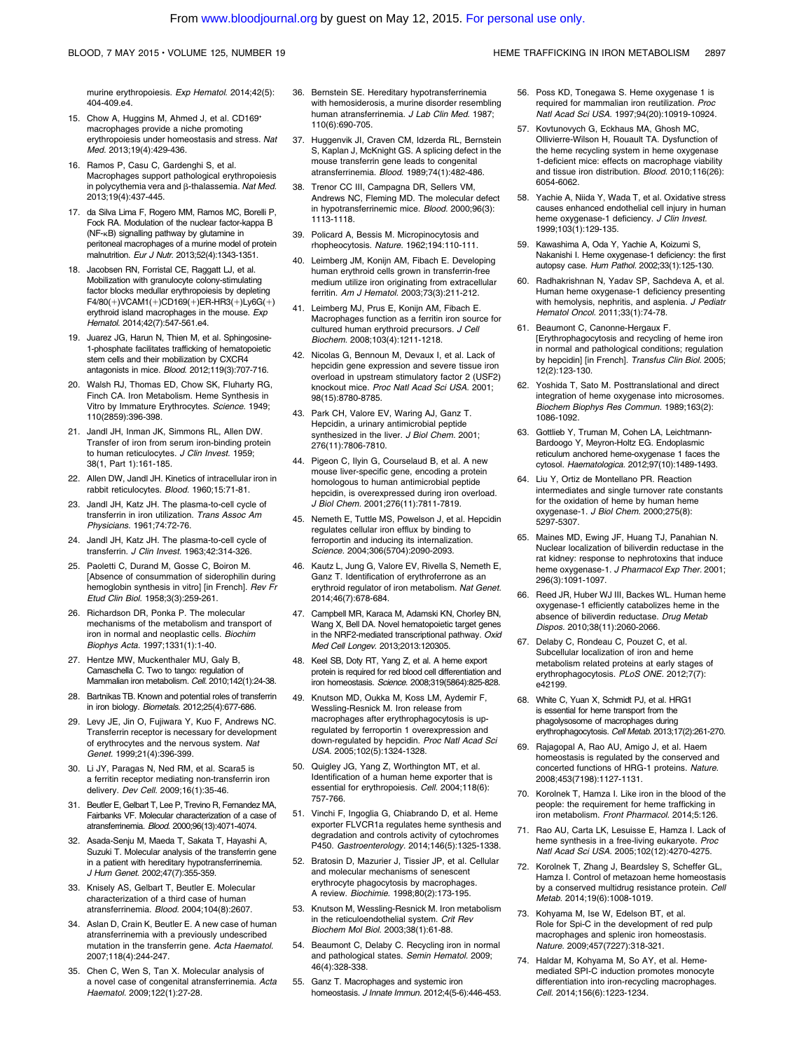murine erythropoiesis. *Exp Hematol.* 2014;42(5): 404-409.e4.

15. Chow A, Huggins M, Ahmed J, et al. CD169+ macrophages provide a niche promoting erythropoiesis under homeostasis and stress. *Nat Med.* 2013;19(4):429-436.
16. Ramos P, Casu C, Gardenghi S, et al. Macrophages support pathological erythropoiesis in polycythemia vera and β-thalassemia. *Nat Med.* 2013;19(4):437-445.
17. da Silva Lima F, Rogero MM, Ramos MC, Borelli P, Fock RA. Modulation of the nuclear factor-kappa B (NF-κB) signalling pathway by glutamine in peritoneal macrophages of a murine model of protein malnutrition. *Eur J Nutr.* 2013;52(4):1343-1351.
18. Jacobsen RN, Forristal CE, Raggatt LJ, et al. Mobilization with granulocyte colony-stimulating factor blocks medullar erythropoiesis by depleting F4/80(+)VCAM1(+)CD169(+)ER-HR3(+)Ly6G(+) erythroid island macrophages in the mouse. *Exp Hematol.* 2014;42(7):547-561.e4.
19. Juarez JG, Harun N, Thien M, et al. Sphingosine-1-phosphate facilitates trafficking of hematopoietic stem cells and their mobilization by CXCR4 antagonists in mice. *Blood.* 2012;119(3):707-716.
20. Walsh RJ, Thomas ED, Chow SK, Fluharty RG, Finch CA. Iron Metabolism. Heme Synthesis in Vitro by Immature Erythrocytes. *Science.* 1949; 110(2859):396-398.
21. Jandl JH, Inman JK, Simmons RL, Allen DW. Transfer of iron from serum iron-binding protein to human reticulocytes. *J Clin Invest.* 1959; 38(1, Part 1):161-185.
22. Allen DW, Jandl JH. Kinetics of intracellular iron in rabbit reticulocytes. *Blood.* 1960;15:71-81.
23. Jandl JH, Katz JH. The plasma-to-cell cycle of transferrin in iron utilization. *Trans Assoc Am Physicians.* 1961;74:72-76.
24. Jandl JH, Katz JH. The plasma-to-cell cycle of transferrin. *J Clin Invest.* 1963;42:314-326.
25. Paoletti C, Durand M, Gosse C, Boiron M. [Absence of consummation of siderophilin during hemoglobin synthesis in vitro] [in French]. *Rev Fr Etud Clin Biol.* 1958;3(3):259-261.
26. Richardson DR, Ponka P. The molecular mechanisms of the metabolism and transport of iron in normal and neoplastic cells. *Biochim Biophys Acta.* 1997;1331(1):1-40.
27. Hentze MW, Muckenthaler MU, Galy B, Camaschella C. Two to tango: regulation of Mammalian iron metabolism. *Cell.* 2010;142(1):24-38.
28. Bartnikas TB. Known and potential roles of transferrin in iron biology. *Biometals.* 2012;25(4):677-686.
29. Levy JE, Jin O, Fujiwara Y, Kuo F, Andrews NC. Transferrin receptor is necessary for development of erythrocytes and the nervous system. *Nat Genet.* 1999;21(4):396-399.
30. Li JY, Paragas N, Ned RM, et al. Scara5 is a ferritin receptor mediating non-transferrin iron delivery. *Dev Cell.* 2009;16(1):35-46.
31. Beutler E, Gelbart T, Lee P, Trevino R, Fernandez MA, Fairbanks VF. Molecular characterization of a case of atransferrinemia. *Blood.* 2000;96(13):4071-4074.
32. Asada-Senju M, Maeda T, Sakata T, Hayashi A, Suzuki T. Molecular analysis of the transferrin gene in a patient with hereditary hypotransferrinemia. *J Hum Genet.* 2002;47(7):355-359.
33. Knisely AS, Gelbart T, Beutler E. Molecular characterization of a third case of human atransferrinemia. *Blood.* 2004;104(8):2607.
34. Aslan D, Crain K, Beutler E. A new case of human atransferrinemia with a previously undescribed mutation in the transferrin gene. *Acta Haematol.* 2007;118(4):244-247.
35. Chen C, Wen S, Tan X. Molecular analysis of a novel case of congenital atransferrinemia. *Acta Haematol.* 2009;122(1):27-28.
36. Bernstein SE. Hereditary hypotransferrinemia with hemosiderosis, a murine disorder resembling human atransferrinemia. *J Lab Clin Med.* 1987; 110(6):690-705.
37. Huggenvik JI, Craven CM, Idzerda RL, Bernstein S, Kaplan J, McKnight GS. A splicing defect in the mouse transferrin gene leads to congenital atransferrinemia. *Blood.* 1989;74(1):482-486.
38. Trenor CC III, Campagna DR, Sellers VM, Andrews NC, Fleming MD. The molecular defect in hypotransferrinemic mice. *Blood.* 2000;96(3): 1113-1118.
39. Policard A, Bessis M. Micropinocytosis and rhopheocytosis. *Nature.* 1962;194:110-111.
40. Leimberg JM, Konijn AM, Fibach E. Developing human erythroid cells grown in transferrin-free medium utilize iron originating from extracellular ferritin. *Am J Hematol.* 2003;73(3):211-212.
41. Leimberg MJ, Prus E, Konijn AM, Fibach E. Macrophages function as a ferritin iron source for cultured human erythroid precursors. *J Cell Biochem.* 2008;103(4):1211-1218.
42. Nicolas G, Bennoun M, Devaux I, et al. Lack of hepcidin gene expression and severe tissue iron overload in upstream stimulatory factor 2 (USF2) knockout mice. *Proc Natl Acad Sci USA.* 2001; 98(15):8780-8785.
43. Park CH, Valore EV, Waring AJ, Ganz T. Hepcidin, a urinary antimicrobial peptide synthesized in the liver. *J Biol Chem.* 2001; 276(11):7806-7810.
44. Pigeon C, Ilyin G, Courselaud B, et al. A new mouse liver-specific gene, encoding a protein homologous to human antimicrobial peptide hepcidin, is overexpressed during iron overload. *J Biol Chem.* 2001;276(11):7811-7819.
45. Nemeth E, Tuttle MS, Powelson J, et al. Hepcidin regulates cellular iron efflux by binding to ferroportin and inducing its internalization. *Science.* 2004;306(5704):2090-2093.
46. Kautz L, Jung G, Valore EV, Rivella S, Nemeth E, Ganz T. Identification of erythroferrone as an erythroid regulator of iron metabolism. *Nat Genet.* 2014;46(7):678-684.
47. Campbell MR, Karaca M, Adamski KN, Chorley BN, Wang X, Bell DA. Novel hematopoietic target genes in the NRF2-mediated transcriptional pathway. *Oxid Med Cell Longev.* 2013;2013:120305.
48. Keel SB, Doty RT, Yang Z, et al. A heme export protein is required for red blood cell differentiation and iron homeostasis. *Science.* 2008;319(5864):825-828.
49. Knutson MD, Oukka M, Koss LM, Aydemir F, Wessling-Resnick M. Iron release from macrophages after erythrophagocytosis is up-regulated by ferroportin 1 overexpression and down-regulated by hepcidin. *Proc Natl Acad Sci USA.* 2005;102(5):1324-1328.
50. Quigley JG, Yang Z, Worthington MT, et al. Identification of a human heme exporter that is essential for erythropoiesis. *Cell.* 2004;118(6): 757-766.
51. Vinchi F, Ingoglia G, Chiabrando D, et al. Heme exporter FLVCR1a regulates heme synthesis and degradation and controls activity of cytochromes P450. *Gastroenterology.* 2014;146(5):1325-1338.
52. Bratosin D, Mazurier J, Tissier JP, et al. Cellular and molecular mechanisms of senescent erythrocyte phagocytosis by macrophages. A review. *Biochimie.* 1998;80(2):173-195.
53. Knutson M, Wessling-Resnick M. Iron metabolism in the reticuloendothelial system. *Crit Rev Biochem Mol Biol.* 2003;38(1):61-88.
54. Beaumont C, Delaby C. Recycling iron in normal and pathological states. *Semin Hematol.* 2009; 46(4):328-338.
55. Ganz T. Macrophages and systemic iron homeostasis. *J Innate Immun.* 2012;4(5-6):446-453.
56. Poss KD, Tonegawa S. Heme oxygenase 1 is required for mammalian iron reutilization. *Proc Natl Acad Sci USA.* 1997;94(20):10919-10924.
57. Kovtunovych G, Eckhaus MA, Ghosh MC, Ollivierre-Wilson H, Rouault TA. Dysfunction of the heme recycling system in heme oxygenase 1-deficient mice: effects on macrophage viability and tissue iron distribution. *Blood.* 2010;116(26): 6054-6062.
58. Yachie A, Niida Y, Wada T, et al. Oxidative stress causes enhanced endothelial cell injury in human heme oxygenase-1 deficiency. *J Clin Invest.* 1999;103(1):129-135.
59. Kawashima A, Oda Y, Yachie A, Koizumi S, Nakanishi I. Heme oxygenase-1 deficiency: the first autopsy case. *Hum Pathol.* 2002;33(1):125-130.
60. Radhakrishnan N, Yadav SP, Sachdeva A, et al. Human heme oxygenase-1 deficiency presenting with hemolysis, nephritis, and asplenia. *J Pediatr Hematol Oncol.* 2011;33(1):74-78.
61. Beaumont C, Canonne-Hergaux F. [Erythrophagocytosis and recycling of heme iron in normal and pathological conditions; regulation by hepcidin] [in French]. *Transfus Clin Biol.* 2005; 12(2):123-130.
62. Yoshida T, Sato M. Posttranslational and direct integration of heme oxygenase into microsomes. *Biochem Biophys Res Commun.* 1989;163(2): 1086-1092.
63. Gottlieb Y, Truman M, Cohen LA, Leichtmann-Bardoogo Y, Meyron-Holtz EG. Endoplasmic reticulum anchored heme-oxygenase 1 faces the cytosol. *Haematologica.* 2012;97(10):1489-1493.
64. Liu Y, Ortiz de Montellano PR. Reaction intermediates and single turnover rate constants for the oxidation of heme by human heme oxygenase-1. *J Biol Chem.* 2000;275(8): 5297-5307.
65. Maines MD, Ewing JF, Huang TJ, Panahian N. Nuclear localization of biliverdin reductase in the rat kidney: response to nephrotoxins that induce heme oxygenase-1. *J Pharmacol Exp Ther.* 2001; 296(3):1091-1097.
66. Reed JR, Huber WJ III, Backes WL. Human heme oxygenase-1 efficiently catabolizes heme in the absence of biliverdin reductase. *Drug Metab Dispos.* 2010;38(11):2060-2066.
67. Delaby C, Rondeau C, Pouzet C, et al. Subcellular localization of iron and heme metabolism related proteins at early stages of erythrophagocytosis. *PLoS ONE.* 2012;7(7): e42199.
68. White C, Yuan X, Schmidt PJ, et al. HRG1 is essential for heme transport from the phagolysosome of macrophages during erythrophagocytosis. *Cell Metab.* 2013;17(2):261-270.
69. Rajagopal A, Rao AU, Amigo J, et al. Haem homeostasis is regulated by the conserved and concerted functions of HRG-1 proteins. *Nature.* 2008;453(7198):1127-1131.
70. Korolnek T, Hamza I. Like iron in the blood of the people: the requirement for heme trafficking in iron metabolism. *Front Pharmacol.* 2014;5:126.
71. Rao AU, Carta LK, Lesuisse E, Hamza I. Lack of heme synthesis in a free-living eukaryote. *Proc Natl Acad Sci USA.* 2005;102(12):4270-4275.
72. Korolnek T, Zhang J, Beardsley S, Scheffer GL, Hamza I. Control of metazoan heme homeostasis by a conserved multidrug resistance protein. *Cell Metab.* 2014;19(6):1008-1019.
73. Kohyama M, Ise W, Edelson BT, et al. Role for Spi-C in the development of red pulp macrophages and splenic iron homeostasis. *Nature.* 2009;457(7227):318-321.
74. Haldar M, Kohyama M, So AY, et al. Heme-mediated SPI-C induction promotes monocyte differentiation into iron-recycling macrophages. *Cell.* 2014;156(6):1223-1234.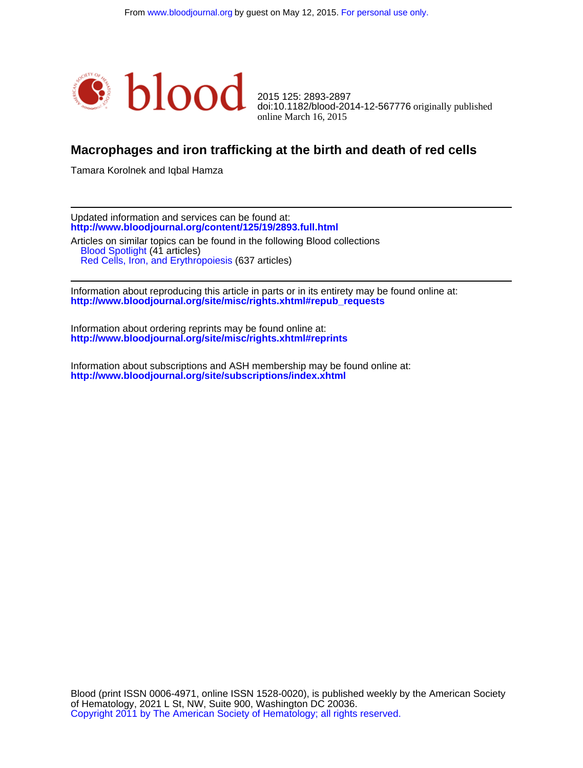From www.bloodjournal.org by guest on May 12, 2015. For personal use only.

blood

2015 125: 2893-2897
doi:10.1182/blood-2014-12-567776 originally published online March 16, 2015

# Macrophages and iron trafficking at the birth and death of red cells

Tamara Korolnek and Iqbal Hamza

---

Updated information and services can be found at:
**http://www.bloodjournal.org/content/125/19/2893.full.html**

Articles on similar topics can be found in the following Blood collections
- Blood Spotlight (41 articles)
- Red Cells, Iron, and Erythropoiesis (637 articles)

---

Information about reproducing this article in parts or in its entirety may be found online at:
**http://www.bloodjournal.org/site/misc/rights.xhtml#repub_requests**

Information about ordering reprints may be found online at:
**http://www.bloodjournal.org/site/misc/rights.xhtml#reprints**

Information about subscriptions and ASH membership may be found online at:
**http://www.bloodjournal.org/site/subscriptions/index.xhtml**

Blood (print ISSN 0006-4971, online ISSN 1528-0020), is published weekly by the American Society of Hematology, 2021 L St, NW, Suite 900, Washington DC 20036.
Copyright 2011 by The American Society of Hematology; all rights reserved.